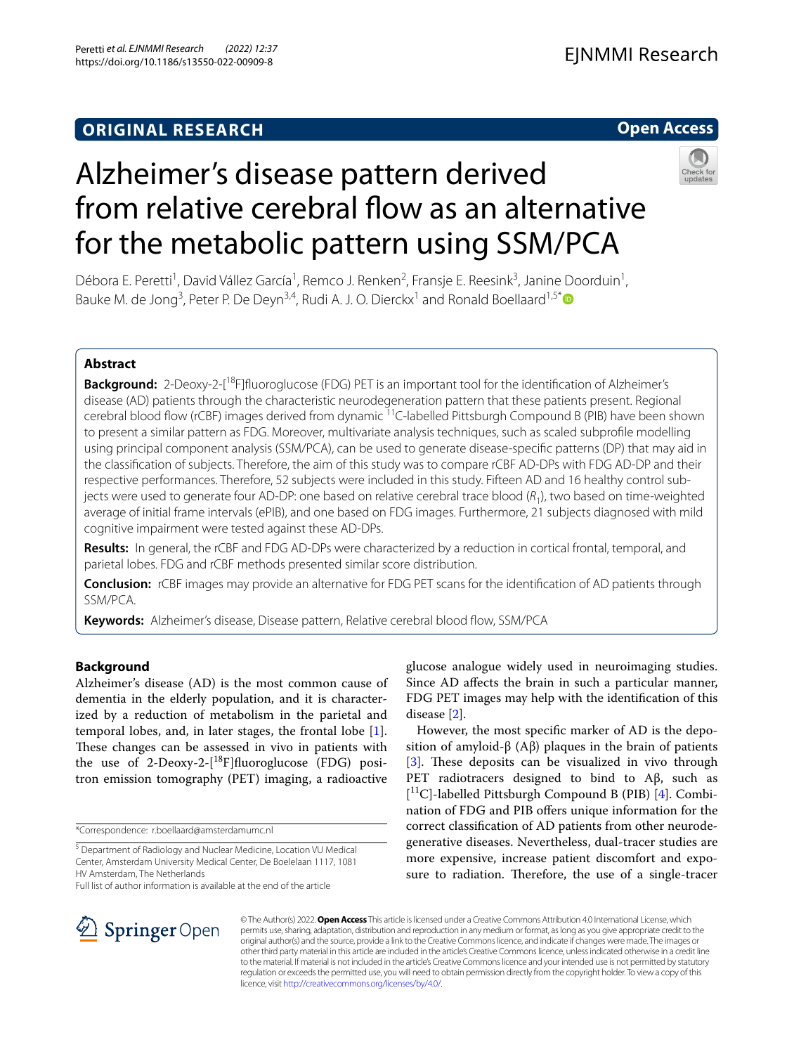ORIGINAL RESEARCH

Open Access

# Alzheimer's disease pattern derived from relative cerebral flow as an alternative for the metabolic pattern using SSM/PCA

Débora E. Peretti[1], David Vállez García[1], Remco J. Renken[2], Fransje E. Reesink[3], Janine Doorduin[1], Bauke M. de Jong[3], Peter P. De Deyn[3,4], Rudi A. J. O. Dierckx[1] and Ronald Boellaard[1,5*]

## Abstract

**Background:** 2-Deoxy-2-[$^{18}$F]fluoroglucose (FDG) PET is an important tool for the identification of Alzheimer's disease (AD) patients through the characteristic neurodegeneration pattern that these patients present. Regional cerebral blood flow (rCBF) images derived from dynamic $^{11}$C-labelled Pittsburgh Compound B (PIB) have been shown to present a similar pattern as FDG. Moreover, multivariate analysis techniques, such as scaled subprofile modelling using principal component analysis (SSM/PCA), can be used to generate disease-specific patterns (DP) that may aid in the classification of subjects. Therefore, the aim of this study was to compare rCBF AD-DPs with FDG AD-DP and their respective performances. Therefore, 52 subjects were included in this study. Fifteen AD and 16 healthy control subjects were used to generate four AD-DP: one based on relative cerebral trace blood ($R_1$), two based on time-weighted average of initial frame intervals (ePIB), and one based on FDG images. Furthermore, 21 subjects diagnosed with mild cognitive impairment were tested against these AD-DPs.

**Results:** In general, the rCBF and FDG AD-DPs were characterized by a reduction in cortical frontal, temporal, and parietal lobes. FDG and rCBF methods presented similar score distribution.

**Conclusion:** rCBF images may provide an alternative for FDG PET scans for the identification of AD patients through SSM/PCA.

**Keywords:** Alzheimer's disease, Disease pattern, Relative cerebral blood flow, SSM/PCA

## Background

Alzheimer's disease (AD) is the most common cause of dementia in the elderly population, and it is characterized by a reduction of metabolism in the parietal and temporal lobes, and, in later stages, the frontal lobe [1]. These changes can be assessed in vivo in patients with the use of 2-Deoxy-2-[$^{18}$F]fluoroglucose (FDG) positron emission tomography (PET) imaging, a radioactive glucose analogue widely used in neuroimaging studies. Since AD affects the brain in such a particular manner, FDG PET images may help with the identification of this disease [2].

However, the most specific marker of AD is the deposition of amyloid-β (Aβ) plaques in the brain of patients [3]. These deposits can be visualized in vivo through PET radiotracers designed to bind to Aβ, such as [$^{11}$C]-labelled Pittsburgh Compound B (PIB) [4]. Combination of FDG and PIB offers unique information for the correct classification of AD patients from other neurodegenerative diseases. Nevertheless, dual-tracer studies are more expensive, increase patient discomfort and exposure to radiation. Therefore, the use of a single-tracer

*Correspondence: r.boellaard@amsterdamumc.nl

[5] Department of Radiology and Nuclear Medicine, Location VU Medical Center, Amsterdam University Medical Center, De Boelelaan 1117, 1081 HV Amsterdam, The Netherlands

Full list of author information is available at the end of the article

© The Author(s) 2022. **Open Access** This article is licensed under a Creative Commons Attribution 4.0 International License, which permits use, sharing, adaptation, distribution and reproduction in any medium or format, as long as you give appropriate credit to the original author(s) and the source, provide a link to the Creative Commons licence, and indicate if changes were made. The images or other third party material in this article are included in the article's Creative Commons licence, unless indicated otherwise in a credit line to the material. If material is not included in the article's Creative Commons licence and your intended use is not permitted by statutory regulation or exceeds the permitted use, you will need to obtain permission directly from the copyright holder. To view a copy of this licence, visit http://creativecommons.org/licenses/by/4.0/.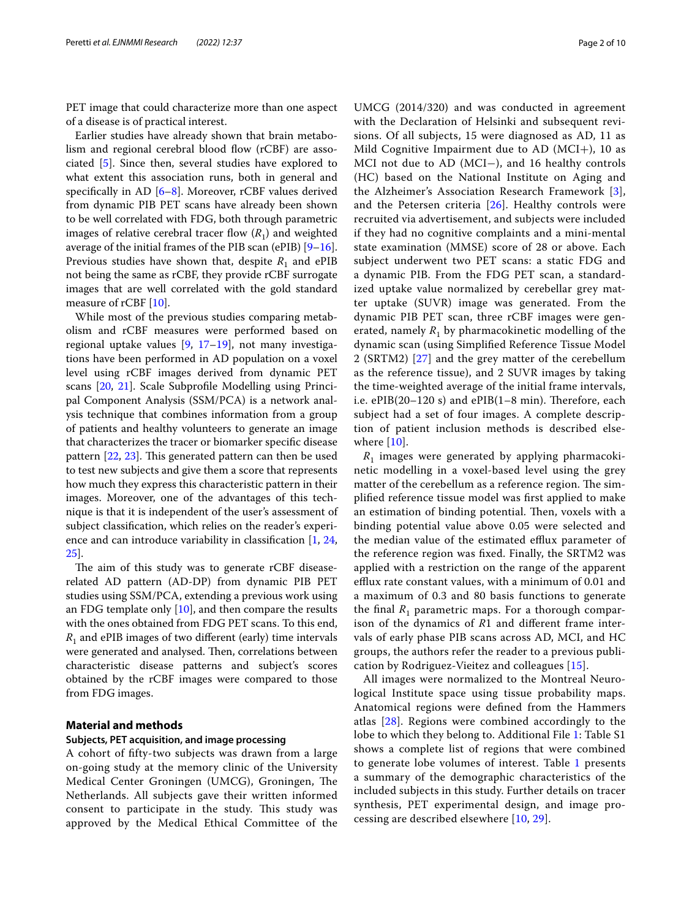PET image that could characterize more than one aspect of a disease is of practical interest.

Earlier studies have already shown that brain metabolism and regional cerebral blood flow (rCBF) are associated [5]. Since then, several studies have explored to what extent this association runs, both in general and specifically in AD [6–8]. Moreover, rCBF values derived from dynamic PIB PET scans have already been shown to be well correlated with FDG, both through parametric images of relative cerebral tracer flow ($R_1$) and weighted average of the initial frames of the PIB scan (ePIB) [9–16]. Previous studies have shown that, despite $R_1$ and ePIB not being the same as rCBF, they provide rCBF surrogate images that are well correlated with the gold standard measure of rCBF [10].

While most of the previous studies comparing metabolism and rCBF measures were performed based on regional uptake values [9, 17–19], not many investigations have been performed in AD population on a voxel level using rCBF images derived from dynamic PET scans [20, 21]. Scale Subprofile Modelling using Principal Component Analysis (SSM/PCA) is a network analysis technique that combines information from a group of patients and healthy volunteers to generate an image that characterizes the tracer or biomarker specific disease pattern [22, 23]. This generated pattern can then be used to test new subjects and give them a score that represents how much they express this characteristic pattern in their images. Moreover, one of the advantages of this technique is that it is independent of the user's assessment of subject classification, which relies on the reader's experience and can introduce variability in classification [1, 24, 25].

The aim of this study was to generate rCBF disease-related AD pattern (AD-DP) from dynamic PIB PET studies using SSM/PCA, extending a previous work using an FDG template only [10], and then compare the results with the ones obtained from FDG PET scans. To this end, $R_1$ and ePIB images of two different (early) time intervals were generated and analysed. Then, correlations between characteristic disease patterns and subject's scores obtained by the rCBF images were compared to those from FDG images.

## Material and methods

### Subjects, PET acquisition, and image processing

A cohort of fifty-two subjects was drawn from a large on-going study at the memory clinic of the University Medical Center Groningen (UMCG), Groningen, The Netherlands. All subjects gave their written informed consent to participate in the study. This study was approved by the Medical Ethical Committee of the UMCG (2014/320) and was conducted in agreement with the Declaration of Helsinki and subsequent revisions. Of all subjects, 15 were diagnosed as AD, 11 as Mild Cognitive Impairment due to AD (MCI+), 10 as MCI not due to AD (MCI−), and 16 healthy controls (HC) based on the National Institute on Aging and the Alzheimer's Association Research Framework [3], and the Petersen criteria [26]. Healthy controls were recruited via advertisement, and subjects were included if they had no cognitive complaints and a mini-mental state examination (MMSE) score of 28 or above. Each subject underwent two PET scans: a static FDG and a dynamic PIB. From the FDG PET scan, a standardized uptake value normalized by cerebellar grey matter uptake (SUVR) image was generated. From the dynamic PIB PET scan, three rCBF images were generated, namely $R_1$ by pharmacokinetic modelling of the dynamic scan (using Simplified Reference Tissue Model 2 (SRTM2) [27] and the grey matter of the cerebellum as the reference tissue), and 2 SUVR images by taking the time-weighted average of the initial frame intervals, i.e. ePIB(20–120 s) and ePIB(1–8 min). Therefore, each subject had a set of four images. A complete description of patient inclusion methods is described elsewhere [10].

$R_1$ images were generated by applying pharmacokinetic modelling in a voxel-based level using the grey matter of the cerebellum as a reference region. The simplified reference tissue model was first applied to make an estimation of binding potential. Then, voxels with a binding potential value above 0.05 were selected and the median value of the estimated efflux parameter of the reference region was fixed. Finally, the SRTM2 was applied with a restriction on the range of the apparent efflux rate constant values, with a minimum of 0.01 and a maximum of 0.3 and 80 basis functions to generate the final $R_1$ parametric maps. For a thorough comparison of the dynamics of $R1$ and different frame intervals of early phase PIB scans across AD, MCI, and HC groups, the authors refer the reader to a previous publication by Rodriguez-Vieitez and colleagues [15].

All images were normalized to the Montreal Neurological Institute space using tissue probability maps. Anatomical regions were defined from the Hammers atlas [28]. Regions were combined accordingly to the lobe to which they belong to. Additional File 1: Table S1 shows a complete list of regions that were combined to generate lobe volumes of interest. Table 1 presents a summary of the demographic characteristics of the included subjects in this study. Further details on tracer synthesis, PET experimental design, and image processing are described elsewhere [10, 29].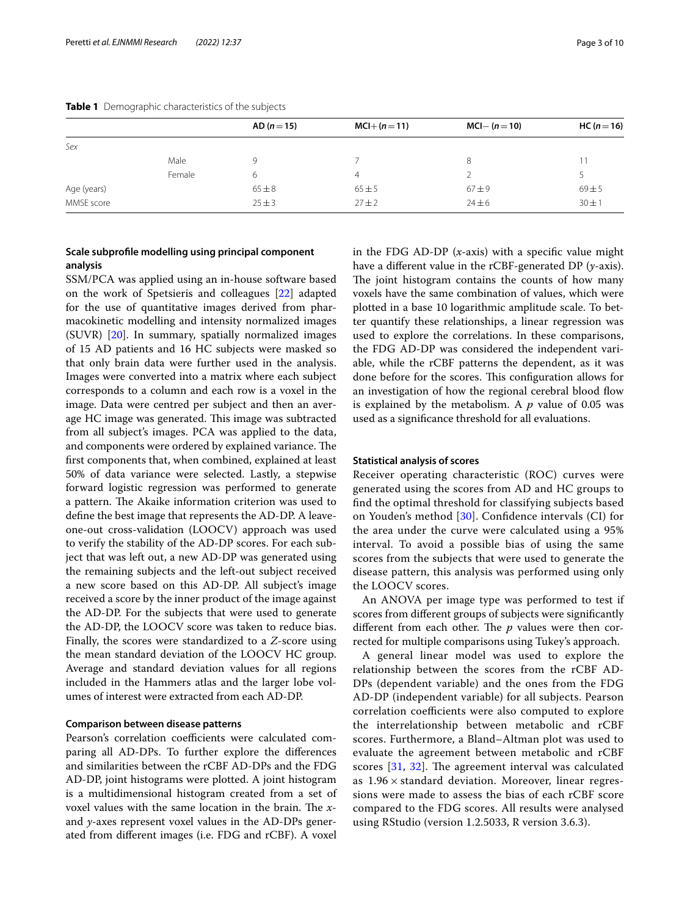**Table 1** Demographic characteristics of the subjects

| | | AD ($n=15$) | MCI+ ($n=11$) | MCI− ($n=10$) | HC ($n=16$) |
|---|---|---|---|---|---|
| *Sex* | | | | | |
| | Male | 9 | 7 | 8 | 11 |
| | Female | 6 | 4 | 2 | 5 |
| Age (years) | | 65 ± 8 | 65 ± 5 | 67 ± 9 | 69 ± 5 |
| MMSE score | | 25 ± 3 | 27 ± 2 | 24 ± 6 | 30 ± 1 |

### Scale subprofile modelling using principal component analysis

SSM/PCA was applied using an in-house software based on the work of Spetsieris and colleagues [22] adapted for the use of quantitative images derived from pharmacokinetic modelling and intensity normalized images (SUVR) [20]. In summary, spatially normalized images of 15 AD patients and 16 HC subjects were masked so that only brain data were further used in the analysis. Images were converted into a matrix where each subject corresponds to a column and each row is a voxel in the image. Data were centred per subject and then an average HC image was generated. This image was subtracted from all subject's images. PCA was applied to the data, and components were ordered by explained variance. The first components that, when combined, explained at least 50% of data variance were selected. Lastly, a stepwise forward logistic regression was performed to generate a pattern. The Akaike information criterion was used to define the best image that represents the AD-DP. A leave-one-out cross-validation (LOOCV) approach was used to verify the stability of the AD-DP scores. For each subject that was left out, a new AD-DP was generated using the remaining subjects and the left-out subject received a new score based on this AD-DP. All subject's image received a score by the inner product of the image against the AD-DP. For the subjects that were used to generate the AD-DP, the LOOCV score was taken to reduce bias. Finally, the scores were standardized to a *Z*-score using the mean standard deviation of the LOOCV HC group. Average and standard deviation values for all regions included in the Hammers atlas and the larger lobe volumes of interest were extracted from each AD-DP.

### Comparison between disease patterns

Pearson's correlation coefficients were calculated comparing all AD-DPs. To further explore the differences and similarities between the rCBF AD-DPs and the FDG AD-DP, joint histograms were plotted. A joint histogram is a multidimensional histogram created from a set of voxel values with the same location in the brain. The *x*- and *y*-axes represent voxel values in the AD-DPs generated from different images (i.e. FDG and rCBF). A voxel in the FDG AD-DP (*x*-axis) with a specific value might have a different value in the rCBF-generated DP (*y*-axis). The joint histogram contains the counts of how many voxels have the same combination of values, which were plotted in a base 10 logarithmic amplitude scale. To better quantify these relationships, a linear regression was used to explore the correlations. In these comparisons, the FDG AD-DP was considered the independent variable, while the rCBF patterns the dependent, as it was done before for the scores. This configuration allows for an investigation of how the regional cerebral blood flow is explained by the metabolism. A $p$ value of 0.05 was used as a significance threshold for all evaluations.

### Statistical analysis of scores

Receiver operating characteristic (ROC) curves were generated using the scores from AD and HC groups to find the optimal threshold for classifying subjects based on Youden's method [30]. Confidence intervals (CI) for the area under the curve were calculated using a 95% interval. To avoid a possible bias of using the same scores from the subjects that were used to generate the disease pattern, this analysis was performed using only the LOOCV scores.

An ANOVA per image type was performed to test if scores from different groups of subjects were significantly different from each other. The $p$ values were then corrected for multiple comparisons using Tukey's approach.

A general linear model was used to explore the relationship between the scores from the rCBF AD-DPs (dependent variable) and the ones from the FDG AD-DP (independent variable) for all subjects. Pearson correlation coefficients were also computed to explore the interrelationship between metabolic and rCBF scores. Furthermore, a Bland–Altman plot was used to evaluate the agreement between metabolic and rCBF scores [31, 32]. The agreement interval was calculated as $1.96 \times$ standard deviation. Moreover, linear regressions were made to assess the bias of each rCBF score compared to the FDG scores. All results were analysed using RStudio (version 1.2.5033, R version 3.6.3).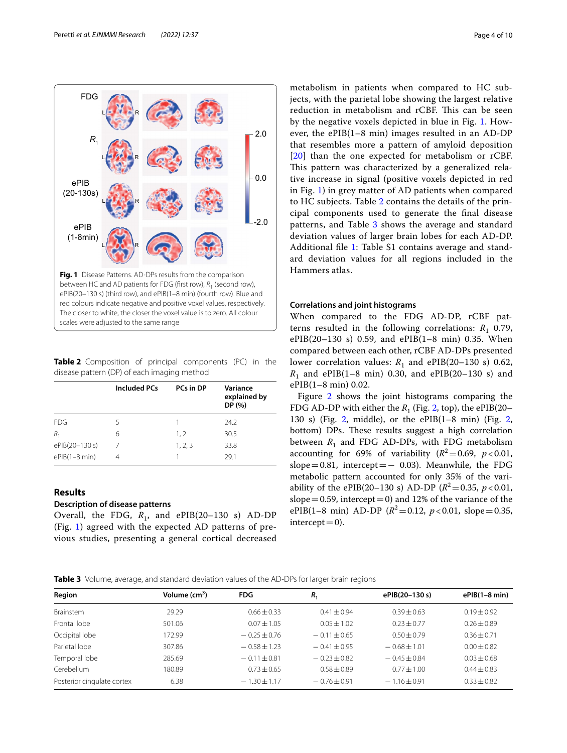**Fig. 1** Disease Patterns. AD-DPs results from the comparison between HC and AD patients for FDG (first row), $R_1$ (second row), ePIB(20–130 s) (third row), and ePIB(1–8 min) (fourth row). Blue and red colours indicate negative and positive voxel values, respectively. The closer to white, the closer the voxel value is to zero. All colour scales were adjusted to the same range

**Table 2** Composition of principal components (PC) in the disease pattern (DP) of each imaging method

| | Included PCs | PCs in DP | Variance explained by DP (%) |
|---|---|---|---|
| FDG | 5 | 1 | 24.2 |
| $R_1$ | 6 | 1, 2 | 30.5 |
| ePIB(20–130 s) | 7 | 1, 2, 3 | 33.8 |
| ePIB(1–8 min) | 4 | 1 | 29.1 |

## Results

### Description of disease patterns

Overall, the FDG, $R_1$, and ePIB(20–130 s) AD-DP (Fig. 1) agreed with the expected AD patterns of previous studies, presenting a general cortical decreased metabolism in patients when compared to HC subjects, with the parietal lobe showing the largest relative reduction in metabolism and rCBF. This can be seen by the negative voxels depicted in blue in Fig. 1. However, the ePIB(1–8 min) images resulted in an AD-DP that resembles more a pattern of amyloid deposition [20] than the one expected for metabolism or rCBF. This pattern was characterized by a generalized relative increase in signal (positive voxels depicted in red in Fig. 1) in grey matter of AD patients when compared to HC subjects. Table 2 contains the details of the principal components used to generate the final disease patterns, and Table 3 shows the average and standard deviation values of larger brain lobes for each AD-DP. Additional file 1: Table S1 contains average and standard deviation values for all regions included in the Hammers atlas.

### Correlations and joint histograms

When compared to the FDG AD-DP, rCBF patterns resulted in the following correlations: $R_1$ 0.79, ePIB(20–130 s) 0.59, and ePIB(1–8 min) 0.35. When compared between each other, rCBF AD-DPs presented lower correlation values: $R_1$ and ePIB(20–130 s) 0.62, $R_1$ and ePIB(1–8 min) 0.30, and ePIB(20–130 s) and ePIB(1–8 min) 0.02.

Figure 2 shows the joint histograms comparing the FDG AD-DP with either the $R_1$ (Fig. 2, top), the ePIB(20–130 s) (Fig. 2, middle), or the ePIB(1–8 min) (Fig. 2, bottom) DPs. These results suggest a high correlation between $R_1$ and FDG AD-DPs, with FDG metabolism accounting for 69% of variability ($R^2=0.69$, $p<0.01$, slope $=0.81$, intercept $=-0.03$). Meanwhile, the FDG metabolic pattern accounted for only 35% of the variability of the ePIB(20–130 s) AD-DP ($R^2=0.35$, $p<0.01$, slope $=0.59$, intercept $=0$) and 12% of the variance of the ePIB(1–8 min) AD-DP ($R^2=0.12$, $p<0.01$, slope $=0.35$, intercept $=0$).

**Table 3** Volume, average, and standard deviation values of the AD-DPs for larger brain regions

| Region | Volume ($cm^3$) | FDG | $R_1$ | ePIB(20–130 s) | ePIB(1–8 min) |
|---|---|---|---|---|---|
| Brainstem | 29.29 | 0.66 ± 0.33 | 0.41 ± 0.94 | 0.39 ± 0.63 | 0.19 ± 0.92 |
| Frontal lobe | 501.06 | 0.07 ± 1.05 | 0.05 ± 1.02 | 0.23 ± 0.77 | 0.26 ± 0.89 |
| Occipital lobe | 172.99 | − 0.25 ± 0.76 | − 0.11 ± 0.65 | 0.50 ± 0.79 | 0.36 ± 0.71 |
| Parietal lobe | 307.86 | − 0.58 ± 1.23 | − 0.41 ± 0.95 | − 0.68 ± 1.01 | 0.00 ± 0.82 |
| Temporal lobe | 285.69 | − 0.11 ± 0.81 | − 0.23 ± 0.82 | − 0.45 ± 0.84 | 0.03 ± 0.68 |
| Cerebellum | 180.89 | 0.73 ± 0.65 | 0.58 ± 0.89 | 0.77 ± 1.00 | 0.44 ± 0.83 |
| Posterior cingulate cortex | 6.38 | − 1.30 ± 1.17 | − 0.76 ± 0.91 | − 1.16 ± 0.91 | 0.33 ± 0.82 |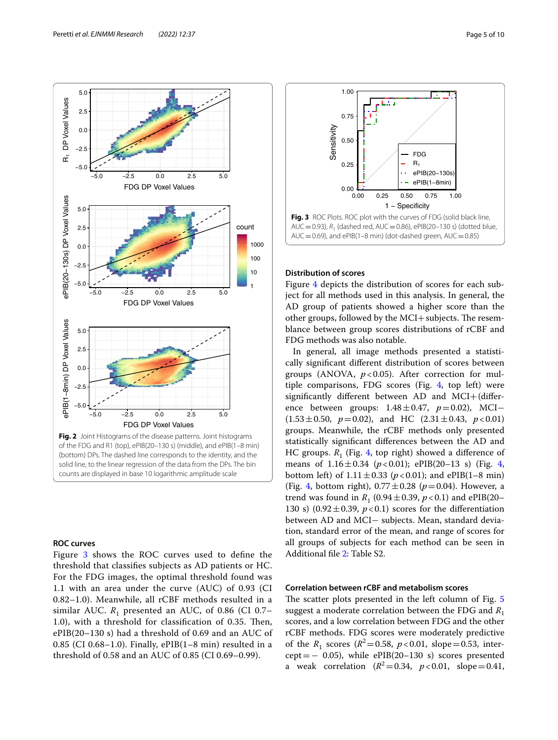Fig. 2 Joint Histograms of the disease patterns. Joint histograms of the FDG and R1 (top), ePIB(20–130 s) (middle), and ePIB(1–8 min) (bottom) DPs. The dashed line corresponds to the identity, and the solid line, to the linear regression of the data from the DPs. The bin counts are displayed in base 10 logarithmic amplitude scale

Fig. 3 ROC Plots. ROC plot with the curves of FDG (solid black line, AUC = 0.93), $R_1$ (dashed red, AUC = 0.86), ePIB(20–130 s) (dotted blue, AUC = 0.69), and ePIB(1–8 min) (dot-dashed green, AUC = 0.85)

### ROC curves

Figure 3 shows the ROC curves used to define the threshold that classifies subjects as AD patients or HC. For the FDG images, the optimal threshold found was 1.1 with an area under the curve (AUC) of 0.93 (CI 0.82–1.0). Meanwhile, all rCBF methods resulted in a similar AUC. $R_1$ presented an AUC, of 0.86 (CI 0.7–1.0), with a threshold for classification of 0.35. Then, ePIB(20–130 s) had a threshold of 0.69 and an AUC of 0.85 (CI 0.68–1.0). Finally, ePIB(1–8 min) resulted in a threshold of 0.58 and an AUC of 0.85 (CI 0.69–0.99).

### Distribution of scores

Figure 4 depicts the distribution of scores for each subject for all methods used in this analysis. In general, the AD group of patients showed a higher score than the other groups, followed by the MCI+ subjects. The resemblance between group scores distributions of rCBF and FDG methods was also notable.

In general, all image methods presented a statistically significant different distribution of scores between groups (ANOVA, $p < 0.05$). After correction for multiple comparisons, FDG scores (Fig. 4, top left) were significantly different between AD and MCI+ (difference between groups: $1.48 \pm 0.47$, $p = 0.02$), MCI− ($1.53 \pm 0.50$, $p = 0.02$), and HC ($2.31 \pm 0.43$, $p < 0.01$) groups. Meanwhile, the rCBF methods only presented statistically significant differences between the AD and HC groups. $R_1$ (Fig. 4, top right) showed a difference of means of $1.16 \pm 0.34$ ($p < 0.01$); ePIB(20–13 s) (Fig. 4, bottom left) of $1.11 \pm 0.33$ ($p < 0.01$); and ePIB(1–8 min) (Fig. 4, bottom right), $0.77 \pm 0.28$ ($p = 0.04$). However, a trend was found in $R_1$ ($0.94 \pm 0.39$, $p < 0.1$) and ePIB(20–130 s) ($0.92 \pm 0.39$, $p < 0.1$) scores for the differentiation between AD and MCI− subjects. Mean, standard deviation, standard error of the mean, and range of scores for all groups of subjects for each method can be seen in Additional file 2: Table S2.

### Correlation between rCBF and metabolism scores

The scatter plots presented in the left column of Fig. 5 suggest a moderate correlation between the FDG and $R_1$ scores, and a low correlation between FDG and the other rCBF methods. FDG scores were moderately predictive of the $R_1$ scores ($R^2 = 0.58$, $p < 0.01$, slope = 0.53, intercept = − 0.05), while ePIB(20–130 s) scores presented a weak correlation ($R^2 = 0.34$, $p < 0.01$, slope = 0.41,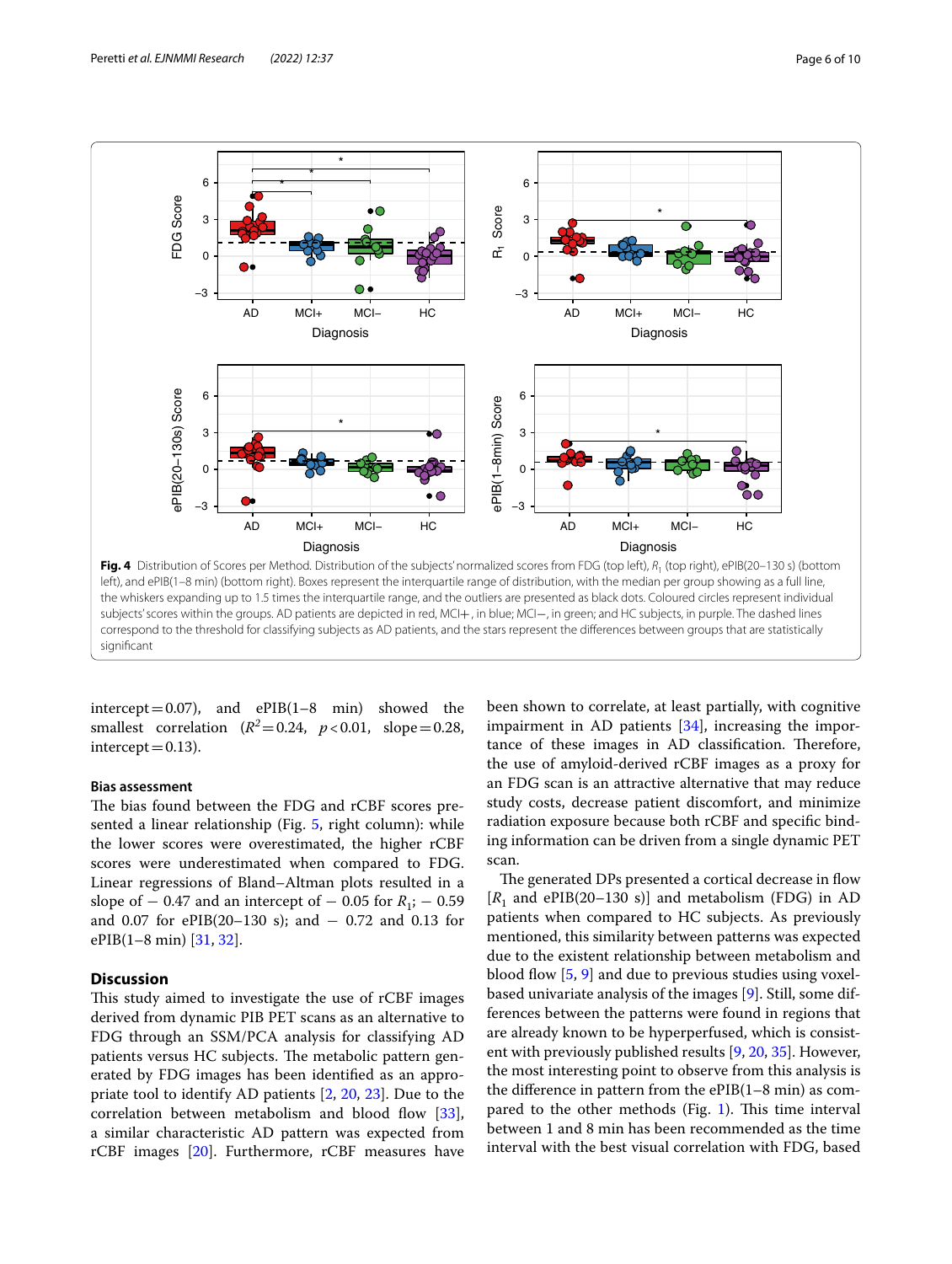**Fig. 4** Distribution of Scores per Method. Distribution of the subjects' normalized scores from FDG (top left), $R_1$ (top right), ePIB(20–130 s) (bottom left), and ePIB(1–8 min) (bottom right). Boxes represent the interquartile range of distribution, with the median per group showing as a full line, the whiskers expanding up to 1.5 times the interquartile range, and the outliers are presented as black dots. Coloured circles represent individual subjects' scores within the groups. AD patients are depicted in red, MCI+, in blue; MCI−, in green; and HC subjects, in purple. The dashed lines correspond to the threshold for classifying subjects as AD patients, and the stars represent the differences between groups that are statistically significant

intercept = 0.07), and ePIB(1–8 min) showed the smallest correlation ($R^2 = 0.24$, $p < 0.01$, slope = 0.28, intercept = 0.13).

### Bias assessment

The bias found between the FDG and rCBF scores presented a linear relationship (Fig. 5, right column): while the lower scores were overestimated, the higher rCBF scores were underestimated when compared to FDG. Linear regressions of Bland–Altman plots resulted in a slope of − 0.47 and an intercept of − 0.05 for $R_1$; − 0.59 and 0.07 for ePIB(20–130 s); and − 0.72 and 0.13 for ePIB(1–8 min) [31, 32].

## Discussion

This study aimed to investigate the use of rCBF images derived from dynamic PIB PET scans as an alternative to FDG through an SSM/PCA analysis for classifying AD patients versus HC subjects. The metabolic pattern generated by FDG images has been identified as an appropriate tool to identify AD patients [2, 20, 23]. Due to the correlation between metabolism and blood flow [33], a similar characteristic AD pattern was expected from rCBF images [20]. Furthermore, rCBF measures have been shown to correlate, at least partially, with cognitive impairment in AD patients [34], increasing the importance of these images in AD classification. Therefore, the use of amyloid-derived rCBF images as a proxy for an FDG scan is an attractive alternative that may reduce study costs, decrease patient discomfort, and minimize radiation exposure because both rCBF and specific binding information can be driven from a single dynamic PET scan.

The generated DPs presented a cortical decrease in flow [$R_1$ and ePIB(20–130 s)] and metabolism (FDG) in AD patients when compared to HC subjects. As previously mentioned, this similarity between patterns was expected due to the existent relationship between metabolism and blood flow [5, 9] and due to previous studies using voxel-based univariate analysis of the images [9]. Still, some differences between the patterns were found in regions that are already known to be hyperperfused, which is consistent with previously published results [9, 20, 35]. However, the most interesting point to observe from this analysis is the difference in pattern from the ePIB(1–8 min) as compared to the other methods (Fig. 1). This time interval between 1 and 8 min has been recommended as the time interval with the best visual correlation with FDG, based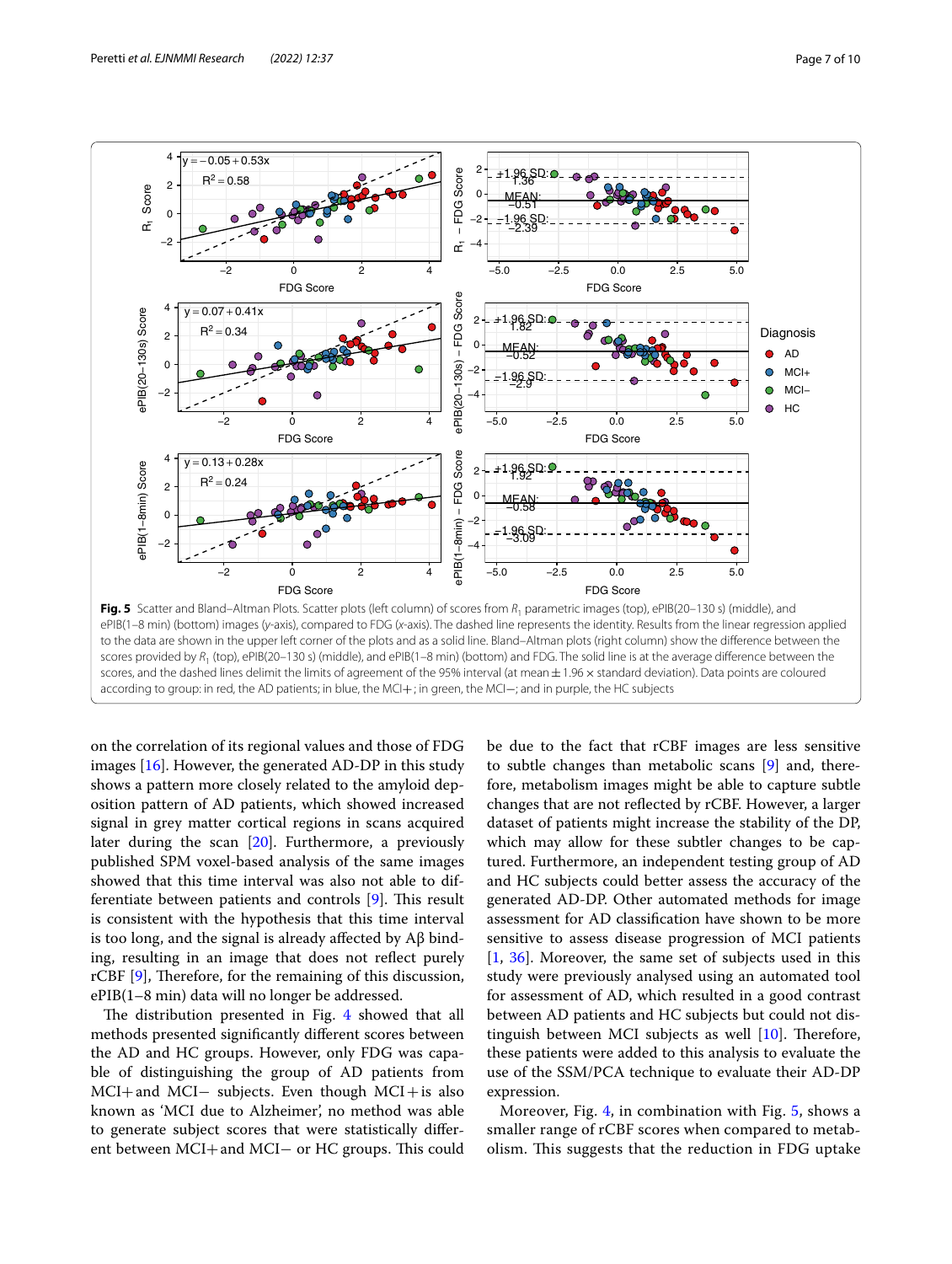**Fig. 5** Scatter and Bland–Altman Plots. Scatter plots (left column) of scores from $R_1$ parametric images (top), ePIB(20–130 s) (middle), and ePIB(1–8 min) (bottom) images (*y*-axis), compared to FDG (*x*-axis). The dashed line represents the identity. Results from the linear regression applied to the data are shown in the upper left corner of the plots and as a solid line. Bland–Altman plots (right column) show the difference between the scores provided by $R_1$ (top), ePIB(20–130 s) (middle), and ePIB(1–8 min) (bottom) and FDG. The solid line is at the average difference between the scores, and the dashed lines delimit the limits of agreement of the 95% interval (at mean ± 1.96 × standard deviation). Data points are coloured according to group: in red, the AD patients; in blue, the MCI+; in green, the MCI−; and in purple, the HC subjects

on the correlation of its regional values and those of FDG images [16]. However, the generated AD-DP in this study shows a pattern more closely related to the amyloid deposition pattern of AD patients, which showed increased signal in grey matter cortical regions in scans acquired later during the scan [20]. Furthermore, a previously published SPM voxel-based analysis of the same images showed that this time interval was also not able to differentiate between patients and controls [9]. This result is consistent with the hypothesis that this time interval is too long, and the signal is already affected by Aβ binding, resulting in an image that does not reflect purely rCBF [9]. Therefore, for the remaining of this discussion, ePIB(1–8 min) data will no longer be addressed.

The distribution presented in Fig. 4 showed that all methods presented significantly different scores between the AD and HC groups. However, only FDG was capable of distinguishing the group of AD patients from MCI+ and MCI− subjects. Even though MCI+ is also known as 'MCI due to Alzheimer', no method was able to generate subject scores that were statistically different between MCI+ and MCI− or HC groups. This could be due to the fact that rCBF images are less sensitive to subtle changes than metabolic scans [9] and, therefore, metabolism images might be able to capture subtle changes that are not reflected by rCBF. However, a larger dataset of patients might increase the stability of the DP, which may allow for these subtler changes to be captured. Furthermore, an independent testing group of AD and HC subjects could better assess the accuracy of the generated AD-DP. Other automated methods for image assessment for AD classification have shown to be more sensitive to assess disease progression of MCI patients [1, 36]. Moreover, the same set of subjects used in this study were previously analysed using an automated tool for assessment of AD, which resulted in a good contrast between AD patients and HC subjects but could not distinguish between MCI subjects as well [10]. Therefore, these patients were added to this analysis to evaluate the use of the SSM/PCA technique to evaluate their AD-DP expression.

Moreover, Fig. 4, in combination with Fig. 5, shows a smaller range of rCBF scores when compared to metabolism. This suggests that the reduction in FDG uptake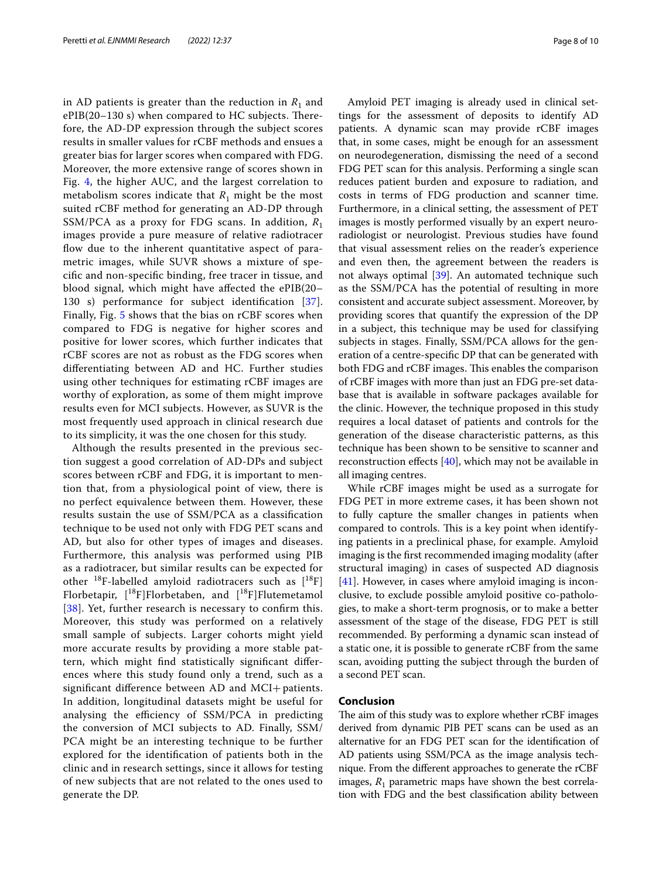in AD patients is greater than the reduction in $R_1$ and ePIB(20–130 s) when compared to HC subjects. Therefore, the AD-DP expression through the subject scores results in smaller values for rCBF methods and ensues a greater bias for larger scores when compared with FDG. Moreover, the more extensive range of scores shown in Fig. 4, the higher AUC, and the largest correlation to metabolism scores indicate that $R_1$ might be the most suited rCBF method for generating an AD-DP through SSM/PCA as a proxy for FDG scans. In addition, $R_1$ images provide a pure measure of relative radiotracer flow due to the inherent quantitative aspect of parametric images, while SUVR shows a mixture of specific and non-specific binding, free tracer in tissue, and blood signal, which might have affected the ePIB(20–130 s) performance for subject identification [37]. Finally, Fig. 5 shows that the bias on rCBF scores when compared to FDG is negative for higher scores and positive for lower scores, which further indicates that rCBF scores are not as robust as the FDG scores when differentiating between AD and HC. Further studies using other techniques for estimating rCBF images are worthy of exploration, as some of them might improve results even for MCI subjects. However, as SUVR is the most frequently used approach in clinical research due to its simplicity, it was the one chosen for this study.

Although the results presented in the previous section suggest a good correlation of AD-DPs and subject scores between rCBF and FDG, it is important to mention that, from a physiological point of view, there is no perfect equivalence between them. However, these results sustain the use of SSM/PCA as a classification technique to be used not only with FDG PET scans and AD, but also for other types of images and diseases. Furthermore, this analysis was performed using PIB as a radiotracer, but similar results can be expected for other $^{18}$F-labelled amyloid radiotracers such as [$^{18}$F]Florbetapir, [$^{18}$F]Florbetaben, and [$^{18}$F]Flutemetamol [38]. Yet, further research is necessary to confirm this. Moreover, this study was performed on a relatively small sample of subjects. Larger cohorts might yield more accurate results by providing a more stable pattern, which might find statistically significant differences where this study found only a trend, such as a significant difference between AD and MCI+ patients. In addition, longitudinal datasets might be useful for analysing the efficiency of SSM/PCA in predicting the conversion of MCI subjects to AD. Finally, SSM/PCA might be an interesting technique to be further explored for the identification of patients both in the clinic and in research settings, since it allows for testing of new subjects that are not related to the ones used to generate the DP.

Amyloid PET imaging is already used in clinical settings for the assessment of deposits to identify AD patients. A dynamic scan may provide rCBF images that, in some cases, might be enough for an assessment on neurodegeneration, dismissing the need of a second FDG PET scan for this analysis. Performing a single scan reduces patient burden and exposure to radiation, and costs in terms of FDG production and scanner time. Furthermore, in a clinical setting, the assessment of PET images is mostly performed visually by an expert neuroradiologist or neurologist. Previous studies have found that visual assessment relies on the reader's experience and even then, the agreement between the readers is not always optimal [39]. An automated technique such as the SSM/PCA has the potential of resulting in more consistent and accurate subject assessment. Moreover, by providing scores that quantify the expression of the DP in a subject, this technique may be used for classifying subjects in stages. Finally, SSM/PCA allows for the generation of a centre-specific DP that can be generated with both FDG and rCBF images. This enables the comparison of rCBF images with more than just an FDG pre-set database that is available in software packages available for the clinic. However, the technique proposed in this study requires a local dataset of patients and controls for the generation of the disease characteristic patterns, as this technique has been shown to be sensitive to scanner and reconstruction effects [40], which may not be available in all imaging centres.

While rCBF images might be used as a surrogate for FDG PET in more extreme cases, it has been shown not to fully capture the smaller changes in patients when compared to controls. This is a key point when identifying patients in a preclinical phase, for example. Amyloid imaging is the first recommended imaging modality (after structural imaging) in cases of suspected AD diagnosis [41]. However, in cases where amyloid imaging is inconclusive, to exclude possible amyloid positive co-pathologies, to make a short-term prognosis, or to make a better assessment of the stage of the disease, FDG PET is still recommended. By performing a dynamic scan instead of a static one, it is possible to generate rCBF from the same scan, avoiding putting the subject through the burden of a second PET scan.

## Conclusion

The aim of this study was to explore whether rCBF images derived from dynamic PIB PET scans can be used as an alternative for an FDG PET scan for the identification of AD patients using SSM/PCA as the image analysis technique. From the different approaches to generate the rCBF images, $R_1$ parametric maps have shown the best correlation with FDG and the best classification ability between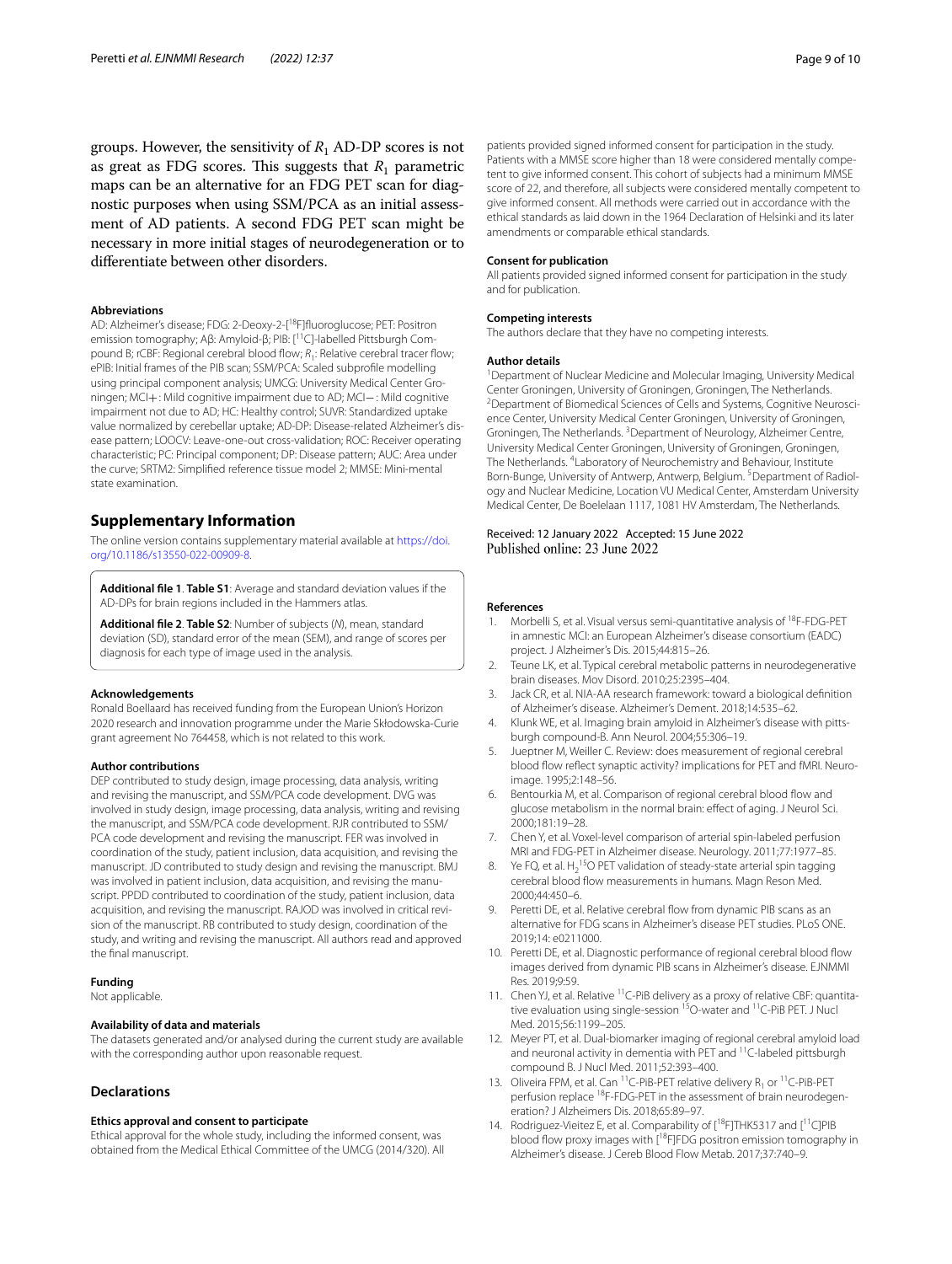groups. However, the sensitivity of $R_1$ AD-DP scores is not as great as FDG scores. This suggests that $R_1$ parametric maps can be an alternative for an FDG PET scan for diagnostic purposes when using SSM/PCA as an initial assessment of AD patients. A second FDG PET scan might be necessary in more initial stages of neurodegeneration or to differentiate between other disorders.

#### Abbreviations

AD: Alzheimer's disease; FDG: 2-Deoxy-2-[$^{18}$F]fluoroglucose; PET: Positron emission tomography; Aβ: Amyloid-β; PIB: [$^{11}$C]-labelled Pittsburgh Compound B; rCBF: Regional cerebral blood flow; $R_1$: Relative cerebral tracer flow; ePIB: Initial frames of the PIB scan; SSM/PCA: Scaled subprofile modelling using principal component analysis; UMCG: University Medical Center Groningen; MCI+: Mild cognitive impairment due to AD; MCI−: Mild cognitive impairment not due to AD; HC: Healthy control; SUVR: Standardized uptake value normalized by cerebellar uptake; AD-DP: Disease-related Alzheimer's disease pattern; LOOCV: Leave-one-out cross-validation; ROC: Receiver operating characteristic; PC: Principal component; DP: Disease pattern; AUC: Area under the curve; SRTM2: Simplified reference tissue model 2; MMSE: Mini-mental state examination.

## Supplementary Information

The online version contains supplementary material available at https://doi.org/10.1186/s13550-022-00909-8.

**Additional file 1. Table S1**: Average and standard deviation values if the AD-DPs for brain regions included in the Hammers atlas.

**Additional file 2. Table S2**: Number of subjects (*N*), mean, standard deviation (SD), standard error of the mean (SEM), and range of scores per diagnosis for each type of image used in the analysis.

#### Acknowledgements

Ronald Boellaard has received funding from the European Union's Horizon 2020 research and innovation programme under the Marie Skłodowska-Curie grant agreement No 764458, which is not related to this work.

#### Author contributions

DEP contributed to study design, image processing, data analysis, writing and revising the manuscript, and SSM/PCA code development. DVG was involved in study design, image processing, data analysis, writing and revising the manuscript, and SSM/PCA code development. RJR contributed to SSM/PCA code development and revising the manuscript. FER was involved in coordination of the study, patient inclusion, data acquisition, and revising the manuscript. JD contributed to study design and revising the manuscript. BMJ was involved in patient inclusion, data acquisition, and revising the manuscript. PPDD contributed to coordination of the study, patient inclusion, data acquisition, and revising the manuscript. RAJOD was involved in critical revision of the manuscript. RB contributed to study design, coordination of the study, and writing and revising the manuscript. All authors read and approved the final manuscript.

#### Funding

Not applicable.

#### Availability of data and materials

The datasets generated and/or analysed during the current study are available with the corresponding author upon reasonable request.

### Declarations

#### Ethics approval and consent to participate

Ethical approval for the whole study, including the informed consent, was obtained from the Medical Ethical Committee of the UMCG (2014/320). All patients provided signed informed consent for participation in the study. Patients with a MMSE score higher than 18 were considered mentally competent to give informed consent. This cohort of subjects had a minimum MMSE score of 22, and therefore, all subjects were considered mentally competent to give informed consent. All methods were carried out in accordance with the ethical standards as laid down in the 1964 Declaration of Helsinki and its later amendments or comparable ethical standards.

#### Consent for publication

All patients provided signed informed consent for participation in the study and for publication.

#### Competing interests

The authors declare that they have no competing interests.

#### Author details

[1]Department of Nuclear Medicine and Molecular Imaging, University Medical Center Groningen, University of Groningen, Groningen, The Netherlands. [2]Department of Biomedical Sciences of Cells and Systems, Cognitive Neuroscience Center, University Medical Center Groningen, University of Groningen, Groningen, The Netherlands. [3]Department of Neurology, Alzheimer Centre, University Medical Center Groningen, University of Groningen, Groningen, The Netherlands. [4]Laboratory of Neurochemistry and Behaviour, Institute Born-Bunge, University of Antwerp, Antwerp, Belgium. [5]Department of Radiology and Nuclear Medicine, Location VU Medical Center, Amsterdam University Medical Center, De Boelelaan 1117, 1081 HV Amsterdam, The Netherlands.

Received: 12 January 2022 Accepted: 15 June 2022
Published online: 23 June 2022

#### References

1. Morbelli S, et al. Visual versus semi-quantitative analysis of $^{18}$F-FDG-PET in amnestic MCI: an European Alzheimer's disease consortium (EADC) project. J Alzheimer's Dis. 2015;44:815–26.
2. Teune LK, et al. Typical cerebral metabolic patterns in neurodegenerative brain diseases. Mov Disord. 2010;25:2395–404.
3. Jack CR, et al. NIA-AA research framework: toward a biological definition of Alzheimer's disease. Alzheimer's Dement. 2018;14:535–62.
4. Klunk WE, et al. Imaging brain amyloid in Alzheimer's disease with pittsburgh compound-B. Ann Neurol. 2004;55:306–19.
5. Jueptner M, Weiller C. Review: does measurement of regional cerebral blood flow reflect synaptic activity? implications for PET and fMRI. Neuroimage. 1995;2:148–56.
6. Bentourkia M, et al. Comparison of regional cerebral blood flow and glucose metabolism in the normal brain: effect of aging. J Neurol Sci. 2000;181:19–28.
7. Chen Y, et al. Voxel-level comparison of arterial spin-labeled perfusion MRI and FDG-PET in Alzheimer disease. Neurology. 2011;77:1977–85.
8. Ye FQ, et al. $H_2^{15}O$ PET validation of steady-state arterial spin tagging cerebral blood flow measurements in humans. Magn Reson Med. 2000;44:450–6.
9. Peretti DE, et al. Relative cerebral flow from dynamic PIB scans as an alternative for FDG scans in Alzheimer's disease PET studies. PLoS ONE. 2019;14: e0211000.
10. Peretti DE, et al. Diagnostic performance of regional cerebral blood flow images derived from dynamic PIB scans in Alzheimer's disease. EJNMMI Res. 2019;9:59.
11. Chen YJ, et al. Relative $^{11}$C-PiB delivery as a proxy of relative CBF: quantitative evaluation using single-session $^{15}$O-water and $^{11}$C-PiB PET. J Nucl Med. 2015;56:1199–205.
12. Meyer PT, et al. Dual-biomarker imaging of regional cerebral amyloid load and neuronal activity in dementia with PET and $^{11}$C-labeled pittsburgh compound B. J Nucl Med. 2011;52:393–400.
13. Oliveira FPM, et al. Can $^{11}$C-PiB-PET relative delivery $R_1$ or $^{11}$C-PiB-PET perfusion replace $^{18}$F-FDG-PET in the assessment of brain neurodegeneration? J Alzheimers Dis. 2018;65:89–97.
14. Rodriguez-Vieitez E, et al. Comparability of [$^{18}$F]THK5317 and [$^{11}$C]PIB blood flow proxy images with [$^{18}$F]FDG positron emission tomography in Alzheimer's disease. J Cereb Blood Flow Metab. 2017;37:740–9.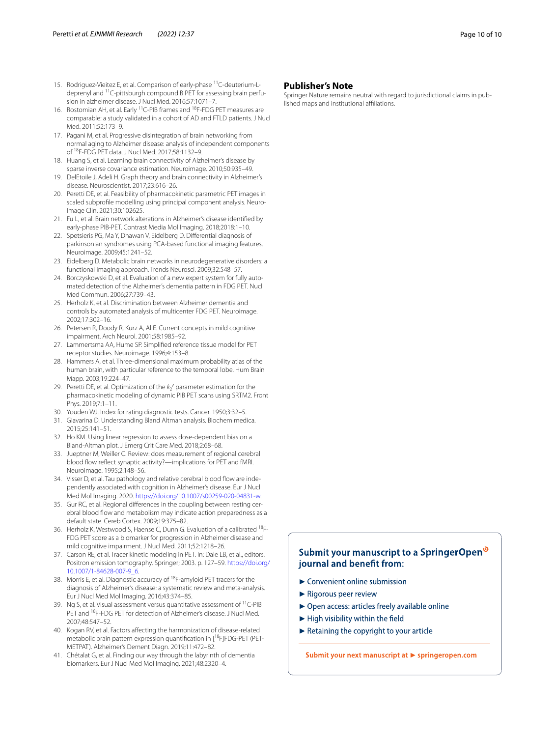15. Rodriguez-Vieitez E, et al. Comparison of early-phase $^{11}$C-deuterium-L-deprenyl and $^{11}$C-pittsburgh compound B PET for assessing brain perfusion in alzheimer disease. J Nucl Med. 2016;57:1071–7.
16. Rostomian AH, et al. Early $^{11}$C-PIB frames and $^{18}$F-FDG PET measures are comparable: a study validated in a cohort of AD and FTLD patients. J Nucl Med. 2011;52:173–9.
17. Pagani M, et al. Progressive disintegration of brain networking from normal aging to Alzheimer disease: analysis of independent components of $^{18}$F-FDG PET data. J Nucl Med. 2017;58:1132–9.
18. Huang S, et al. Learning brain connectivity of Alzheimer's disease by sparse inverse covariance estimation. Neuroimage. 2010;50:935–49.
19. DelEtoile J, Adeli H. Graph theory and brain connectivity in Alzheimer's disease. Neuroscientist. 2017;23:616–26.
20. Peretti DE, et al. Feasibility of pharmacokinetic parametric PET images in scaled subprofile modelling using principal component analysis. NeuroImage Clin. 2021;30:102625.
21. Fu L, et al. Brain network alterations in Alzheimer's disease identified by early-phase PIB-PET. Contrast Media Mol Imaging. 2018;2018:1–10.
22. Spetsieris PG, Ma Y, Dhawan V, Eidelberg D. Differential diagnosis of parkinsonian syndromes using PCA-based functional imaging features. Neuroimage. 2009;45:1241–52.
23. Eidelberg D. Metabolic brain networks in neurodegenerative disorders: a functional imaging approach. Trends Neurosci. 2009;32:548–57.
24. Borczyskowski D, et al. Evaluation of a new expert system for fully automated detection of the Alzheimer's dementia pattern in FDG PET. Nucl Med Commun. 2006;27:739–43.
25. Herholz K, et al. Discrimination between Alzheimer dementia and controls by automated analysis of multicenter FDG PET. Neuroimage. 2002;17:302–16.
26. Petersen R, Doody R, Kurz A, Al E. Current concepts in mild cognitive impairment. Arch Neurol. 2001;58:1985–92.
27. Lammertsma AA, Hume SP. Simplified reference tissue model for PET receptor studies. Neuroimage. 1996;4:153–8.
28. Hammers A, et al. Three-dimensional maximum probability atlas of the human brain, with particular reference to the temporal lobe. Hum Brain Mapp. 2003;19:224–47.
29. Peretti DE, et al. Optimization of the $k_2'$ parameter estimation for the pharmacokinetic modeling of dynamic PIB PET scans using SRTM2. Front Phys. 2019;7:1–11.
30. Youden WJ. Index for rating diagnostic tests. Cancer. 1950;3:32–5.
31. Giavarina D. Understanding Bland Altman analysis. Biochem medica. 2015;25:141–51.
32. Ho KM. Using linear regression to assess dose-dependent bias on a Bland-Altman plot. J Emerg Crit Care Med. 2018;2:68–68.
33. Jueptner M, Weiller C. Review: does measurement of regional cerebral blood flow reflect synaptic activity?—implications for PET and fMRI. Neuroimage. 1995;2:148–56.
34. Visser D, et al. Tau pathology and relative cerebral blood flow are independently associated with cognition in Alzheimer's disease. Eur J Nucl Med Mol Imaging. 2020. https://doi.org/10.1007/s00259-020-04831-w.
35. Gur RC, et al. Regional differences in the coupling between resting cerebral blood flow and metabolism may indicate action preparedness as a default state. Cereb Cortex. 2009;19:375–82.
36. Herholz K, Westwood S, Haense C, Dunn G. Evaluation of a calibrated $^{18}$F-FDG PET score as a biomarker for progression in Alzheimer disease and mild cognitive impairment. J Nucl Med. 2011;52:1218–26.
37. Carson RE, et al. Tracer kinetic modeling in PET. In: Dale LB, et al., editors. Positron emission tomography. Springer; 2003. p. 127–59. https://doi.org/10.1007/1-84628-007-9_6.
38. Morris E, et al. Diagnostic accuracy of $^{18}$F-amyloid PET tracers for the diagnosis of Alzheimer's disease: a systematic review and meta-analysis. Eur J Nucl Med Mol Imaging. 2016;43:374–85.
39. Ng S, et al. Visual assessment versus quantitative assessment of $^{11}$C-PIB PET and $^{18}$F-FDG PET for detection of Alzheimer's disease. J Nucl Med. 2007;48:547–52.
40. Kogan RV, et al. Factors affecting the harmonization of disease-related metabolic brain pattern expression quantification in [$^{18}$F]FDG-PET (PETMETPAT). Alzheimer's Dement Diagn. 2019;11:472–82.
41. Chételat G, et al. Finding our way through the labyrinth of dementia biomarkers. Eur J Nucl Med Mol Imaging. 2021;48:2320–4.

## Publisher's Note

Springer Nature remains neutral with regard to jurisdictional claims in published maps and institutional affiliations.